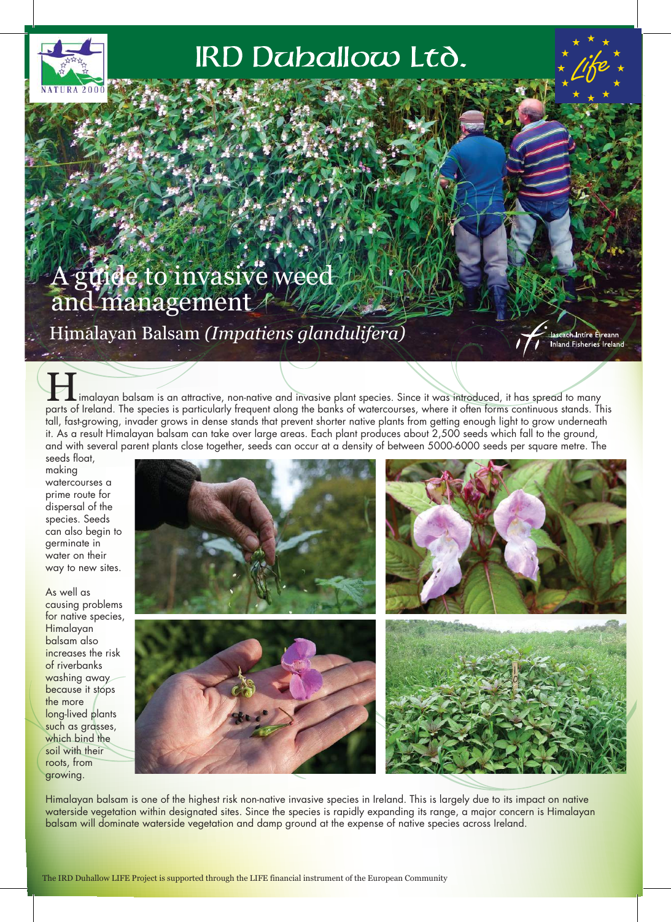# IRD Duhallow Ltd.

NATURA 2000

Life

## A guide to invasive weed and management

### Himalayan Balsam *(Impatiens glandulifera)*

Iascach Intíre Éireann
Inland Fisheries Ireland

Himalayan balsam is an attractive, non-native and invasive plant species. Since it was introduced, it has spread to many parts of Ireland. The species is particularly frequent along the banks of watercourses, where it often forms continuous stands. This tall, fast-growing, invader grows in dense stands that prevent shorter native plants from getting enough light to grow underneath it. As a result Himalayan balsam can take over large areas. Each plant produces about 2,500 seeds which fall to the ground, and with several parent plants close together, seeds can occur at a density of between 5000-6000 seeds per square metre. The seeds float, making watercourses a prime route for dispersal of the species. Seeds can also begin to germinate in water on their way to new sites.

As well as causing problems for native species, Himalayan balsam also increases the risk of riverbanks washing away because it stops the more long-lived plants such as grasses, which bind the soil with their roots, from growing.

Himalayan balsam is one of the highest risk non-native invasive species in Ireland. This is largely due to its impact on native waterside vegetation within designated sites. Since the species is rapidly expanding its range, a major concern is Himalayan balsam will dominate waterside vegetation and damp ground at the expense of native species across Ireland.

The IRD Duhallow LIFE Project is supported through the LIFE financial instrument of the European Community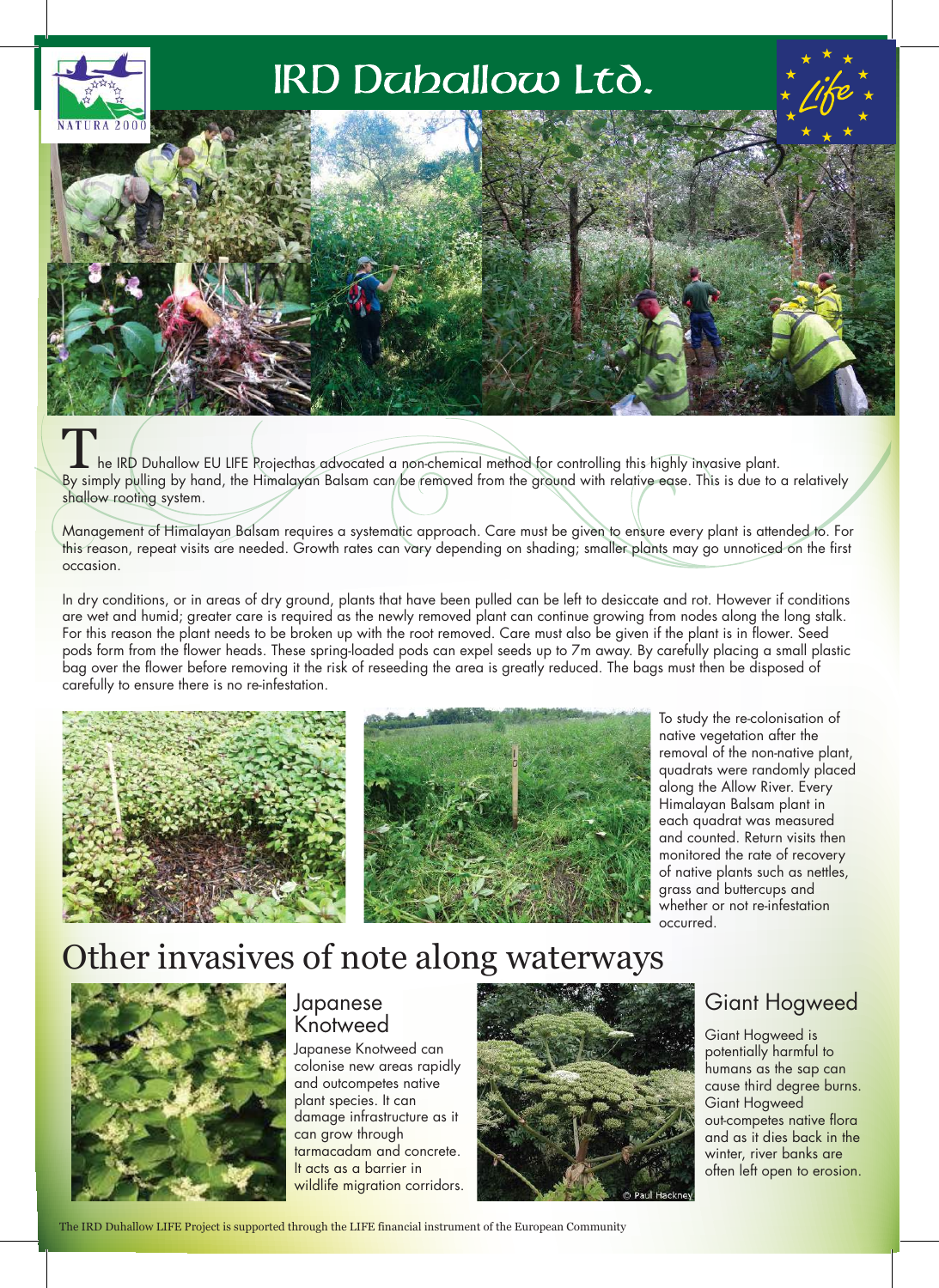# IRD Duhallow Ltd.

The IRD Duhallow EU LIFE Projecthas advocated a non-chemical method for controlling this highly invasive plant. By simply pulling by hand, the Himalayan Balsam can be removed from the ground with relative ease. This is due to a relatively shallow rooting system.

Management of Himalayan Balsam requires a systematic approach. Care must be given to ensure every plant is attended to. For this reason, repeat visits are needed. Growth rates can vary depending on shading; smaller plants may go unnoticed on the first occasion.

In dry conditions, or in areas of dry ground, plants that have been pulled can be left to desiccate and rot. However if conditions are wet and humid; greater care is required as the newly removed plant can continue growing from nodes along the long stalk. For this reason the plant needs to be broken up with the root removed. Care must also be given if the plant is in flower. Seed pods form from the flower heads. These spring-loaded pods can expel seeds up to 7m away. By carefully placing a small plastic bag over the flower before removing it the risk of reseeding the area is greatly reduced. The bags must then be disposed of carefully to ensure there is no re-infestation.

To study the re-colonisation of native vegetation after the removal of the non-native plant, quadrats were randomly placed along the Allow River. Every Himalayan Balsam plant in each quadrat was measured and counted. Return visits then monitored the rate of recovery of native plants such as nettles, grass and buttercups and whether or not re-infestation occurred.

## Other invasives of note along waterways

### Japanese Knotweed

Japanese Knotweed can colonise new areas rapidly and outcompetes native plant species. It can damage infrastructure as it can grow through tarmacadam and concrete. It acts as a barrier in wildlife migration corridors.

### Giant Hogweed

© Paul Hackney

Giant Hogweed is potentially harmful to humans as the sap can cause third degree burns. Giant Hogweed out-competes native flora and as it dies back in the winter, river banks are often left open to erosion.

The IRD Duhallow LIFE Project is supported through the LIFE financial instrument of the European Community